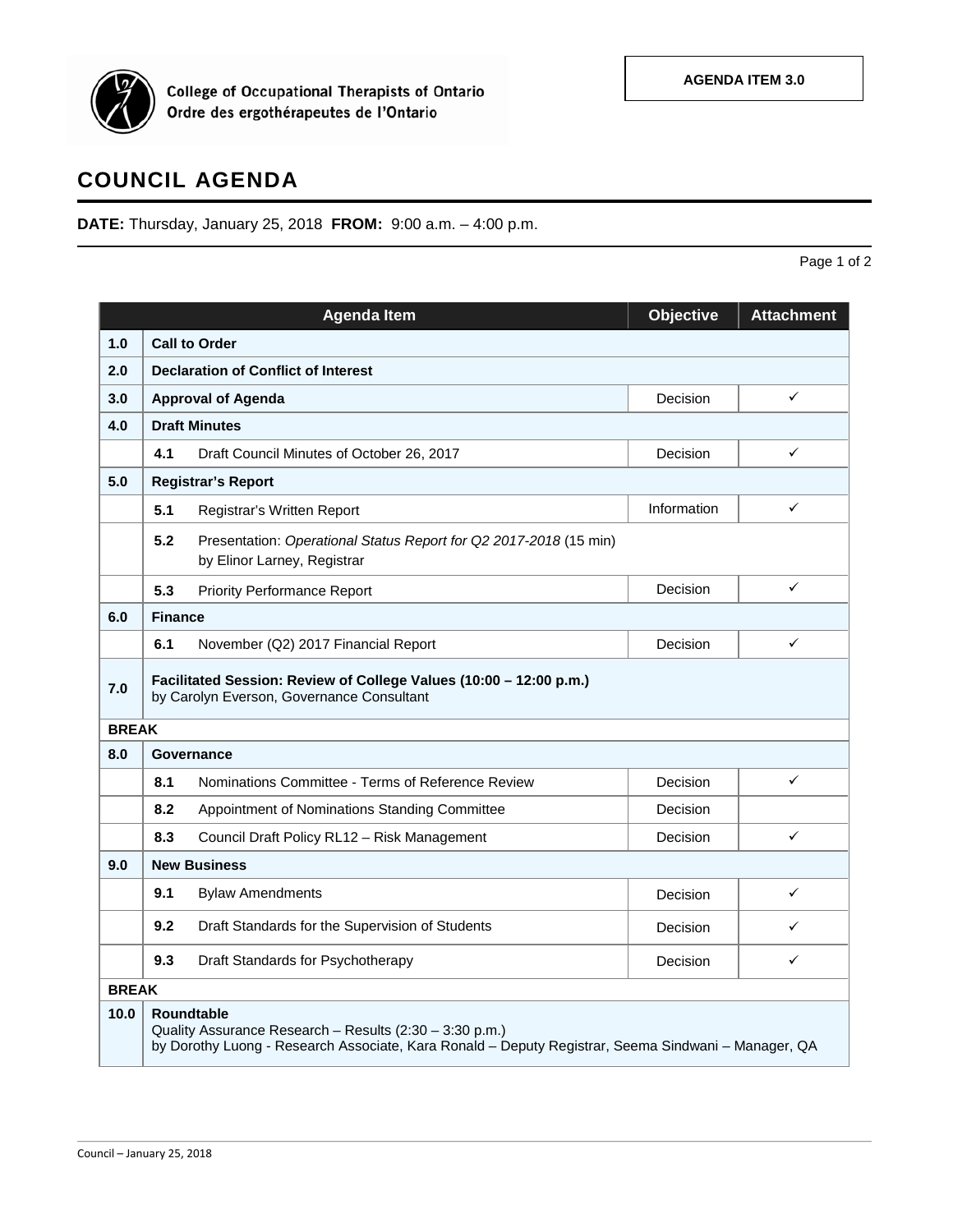College of Occupational Therapists of Ontario
Ordre des ergothérapeutes de l'Ontario

**AGENDA ITEM 3.0**

# COUNCIL AGENDA

**DATE:** Thursday, January 25, 2018 **FROM:** 9:00 a.m. – 4:00 p.m.

| | Agenda Item | Objective | Attachment |
|---|---|---|---|
| **1.0** | **Call to Order** | | |
| **2.0** | **Declaration of Conflict of Interest** | | |
| **3.0** | **Approval of Agenda** | Decision | ✓ |
| **4.0** | **Draft Minutes** | | |
| | **4.1** Draft Council Minutes of October 26, 2017 | Decision | ✓ |
| **5.0** | **Registrar's Report** | | |
| | **5.1** Registrar's Written Report | Information | ✓ |
| | **5.2** Presentation: *Operational Status Report for Q2 2017-2018* (15 min) by Elinor Larney, Registrar | | |
| | **5.3** Priority Performance Report | Decision | ✓ |
| **6.0** | **Finance** | | |
| | **6.1** November (Q2) 2017 Financial Report | Decision | ✓ |
| **7.0** | **Facilitated Session: Review of College Values (10:00 – 12:00 p.m.)** by Carolyn Everson, Governance Consultant | | |
| **BREAK** | | | |
| **8.0** | **Governance** | | |
| | **8.1** Nominations Committee - Terms of Reference Review | Decision | ✓ |
| | **8.2** Appointment of Nominations Standing Committee | Decision | |
| | **8.3** Council Draft Policy RL12 – Risk Management | Decision | ✓ |
| **9.0** | **New Business** | | |
| | **9.1** Bylaw Amendments | Decision | ✓ |
| | **9.2** Draft Standards for the Supervision of Students | Decision | ✓ |
| | **9.3** Draft Standards for Psychotherapy | Decision | ✓ |
| **BREAK** | | | |
| **10.0** | **Roundtable** Quality Assurance Research – Results (2:30 – 3:30 p.m.) by Dorothy Luong - Research Associate, Kara Ronald – Deputy Registrar, Seema Sindwani – Manager, QA | | |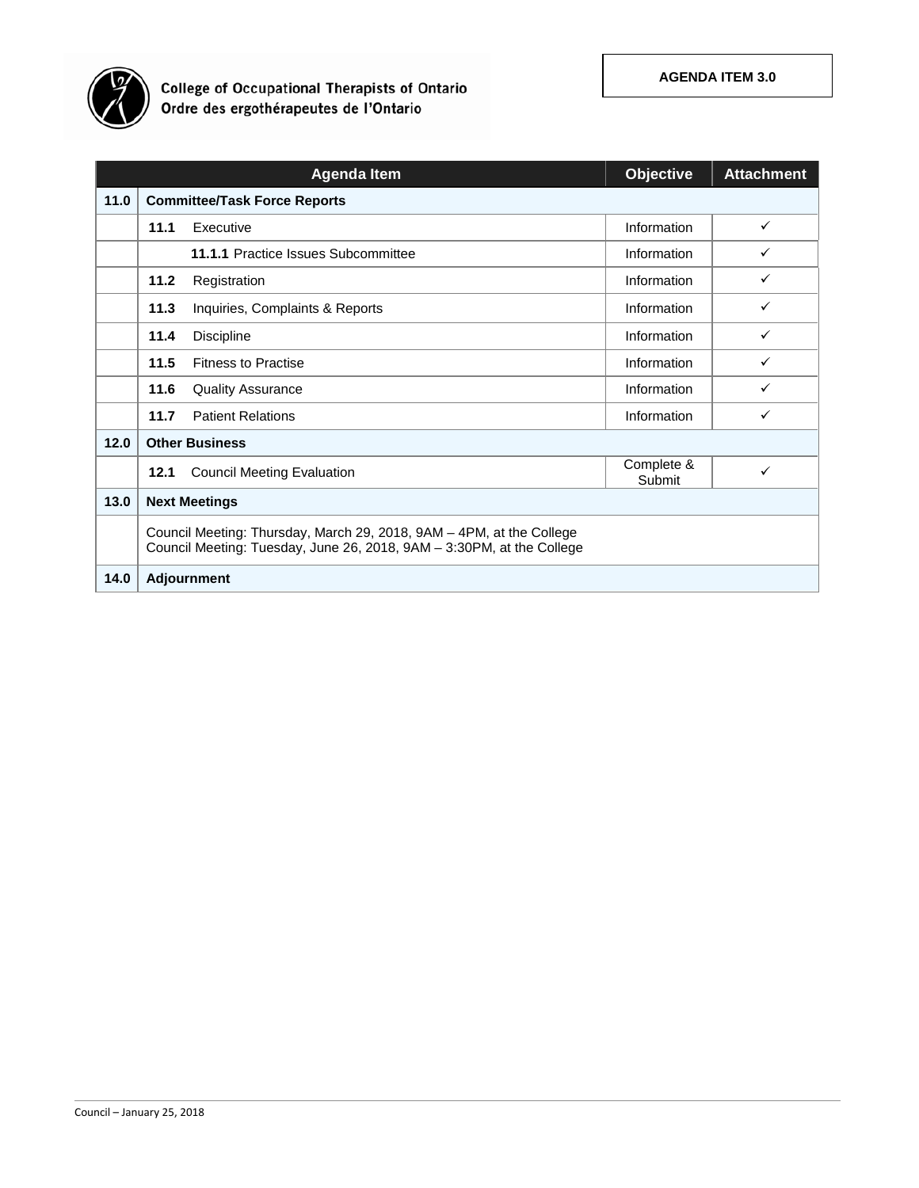College of Occupational Therapists of Ontario
Ordre des ergothérapeutes de l'Ontario

**AGENDA ITEM 3.0**

| | Agenda Item | Objective | Attachment |
|---|---|---|---|
| **11.0** | **Committee/Task Force Reports** | | |
| | **11.1** Executive | Information | ✓ |
| | **11.1.1** Practice Issues Subcommittee | Information | ✓ |
| | **11.2** Registration | Information | ✓ |
| | **11.3** Inquiries, Complaints & Reports | Information | ✓ |
| | **11.4** Discipline | Information | ✓ |
| | **11.5** Fitness to Practise | Information | ✓ |
| | **11.6** Quality Assurance | Information | ✓ |
| | **11.7** Patient Relations | Information | ✓ |
| **12.0** | **Other Business** | | |
| | **12.1** Council Meeting Evaluation | Complete & Submit | ✓ |
| **13.0** | **Next Meetings** | | |
| | Council Meeting: Thursday, March 29, 2018, 9AM – 4PM, at the College<br>Council Meeting: Tuesday, June 26, 2018, 9AM – 3:30PM, at the College | | |
| **14.0** | **Adjournment** | | |

Council – January 25, 2018